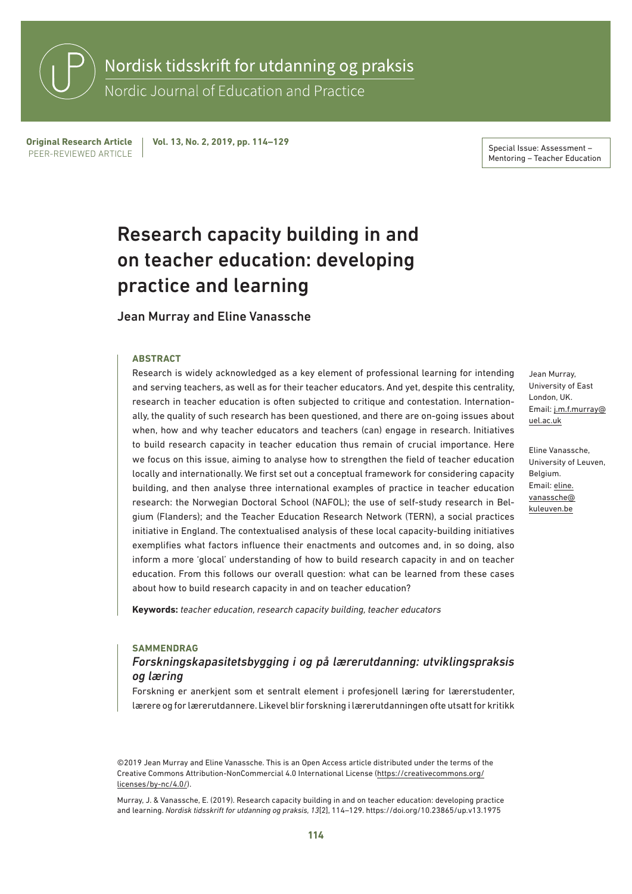Original Research Article
PEER-REVIEWED ARTICLE

Special Issue: Assessment – Mentoring – Teacher Education

# Research capacity building in and on teacher education: developing practice and learning

## Jean Murray and Eline Vanassche

Jean Murray, University of East London, UK. Email: j.m.f.murray@uel.ac.uk

Eline Vanassche, University of Leuven, Belgium. Email: eline.vanassche@kuleuven.be

### ABSTRACT

Research is widely acknowledged as a key element of professional learning for intending and serving teachers, as well as for their teacher educators. And yet, despite this centrality, research in teacher education is often subjected to critique and contestation. Internationally, the quality of such research has been questioned, and there are on-going issues about when, how and why teacher educators and teachers (can) engage in research. Initiatives to build research capacity in teacher education thus remain of crucial importance. Here we focus on this issue, aiming to analyse how to strengthen the field of teacher education locally and internationally. We first set out a conceptual framework for considering capacity building, and then analyse three international examples of practice in teacher education research: the Norwegian Doctoral School (NAFOL); the use of self-study research in Belgium (Flanders); and the Teacher Education Research Network (TERN), a social practices initiative in England. The contextualised analysis of these local capacity-building initiatives exemplifies what factors influence their enactments and outcomes and, in so doing, also inform a more 'glocal' understanding of how to build research capacity in and on teacher education. From this follows our overall question: what can be learned from these cases about how to build research capacity in and on teacher education?

**Keywords:** *teacher education, research capacity building, teacher educators*

### SAMMENDRAG

#### *Forskningskapasitetsbygging i og på lærerutdanning: utviklingspraksis og læring*

Forskning er anerkjent som et sentralt element i profesjonell læring for lærerstudenter, lærere og for lærerutdannere. Likevel blir forskning i lærerutdanningen ofte utsatt for kritikk

©2019 Jean Murray and Eline Vanassche. This is an Open Access article distributed under the terms of the Creative Commons Attribution-NonCommercial 4.0 International License (https://creativecommons.org/licenses/by-nc/4.0/).

Murray, J. & Vanassche, E. (2019). Research capacity building in and on teacher education: developing practice and learning. *Nordisk tidsskrift for utdanning og praksis, 13*[2], 114–129. https://doi.org/10.23865/up.v13.1975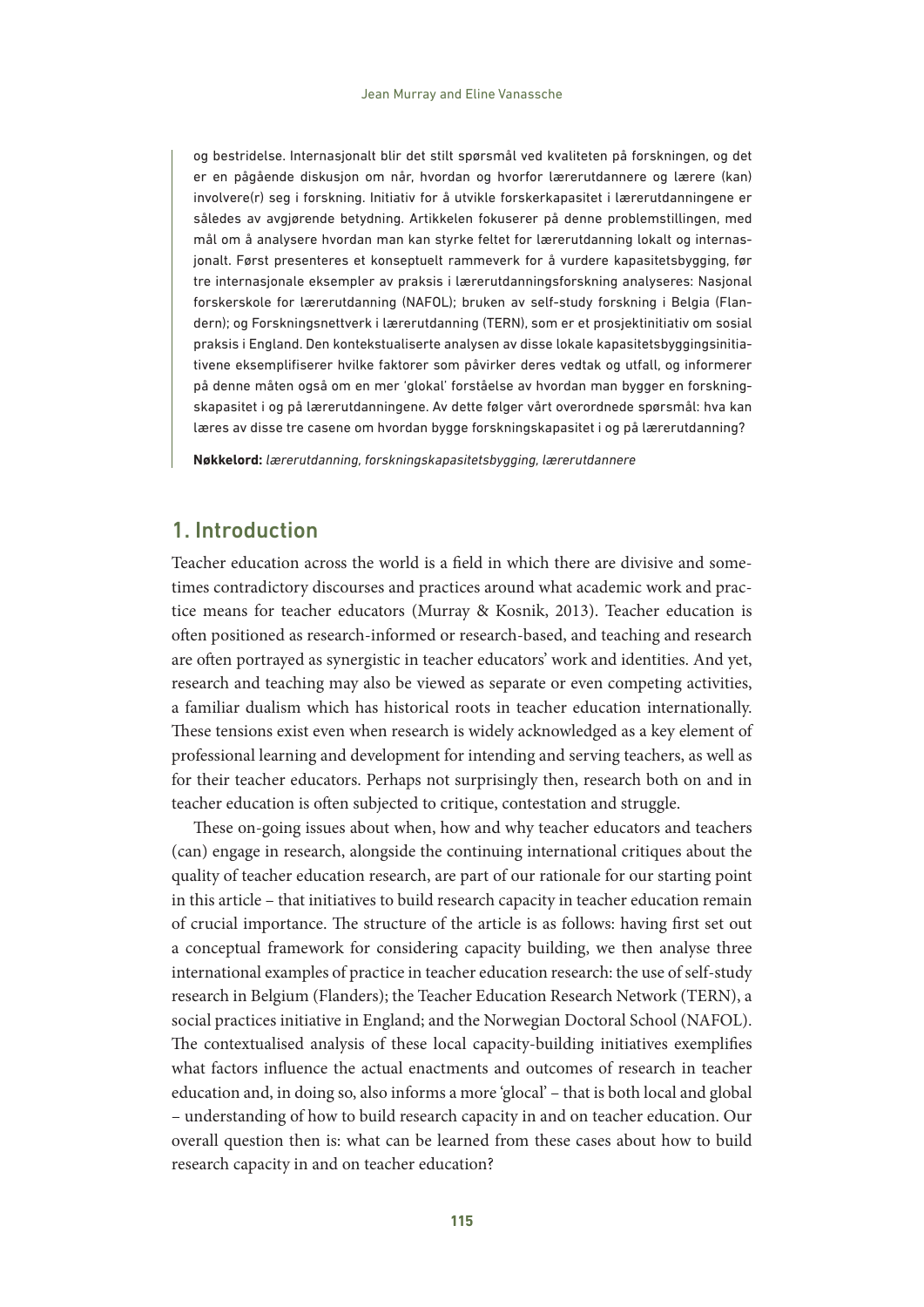og bestridelse. Internasjonalt blir det stilt spørsmål ved kvaliteten på forskningen, og det er en pågående diskusjon om når, hvordan og hvorfor lærerutdannere og lærere (kan) involvere(r) seg i forskning. Initiativ for å utvikle forskerkapasitet i lærerutdanningene er således av avgjørende betydning. Artikkelen fokuserer på denne problemstillingen, med mål om å analysere hvordan man kan styrke feltet for lærerutdanning lokalt og internasjonalt. Først presenteres et konseptuelt rammeverk for å vurdere kapasitetsbygging, før tre internasjonale eksempler av praksis i lærerutdanningsforskning analyseres: Nasjonal forskerskole for lærerutdanning (NAFOL); bruken av self-study forskning i Belgia (Flandern); og Forskningsnettverk i lærerutdanning (TERN), som er et prosjektinitiativ om sosial praksis i England. Den kontekstualiserte analysen av disse lokale kapasitetsbyggingsinitiativene eksemplifiserer hvilke faktorer som påvirker deres vedtak og utfall, og informerer på denne måten også om en mer 'glokal' forståelse av hvordan man bygger en forskningskapasitet i og på lærerutdanningene. Av dette følger vårt overordnede spørsmål: hva kan læres av disse tre casene om hvordan bygge forskningskapasitet i og på lærerutdanning?

**Nøkkelord:** *lærerutdanning, forskningskapasitetsbygging, lærerutdannere*

## 1. Introduction

Teacher education across the world is a field in which there are divisive and sometimes contradictory discourses and practices around what academic work and practice means for teacher educators (Murray & Kosnik, 2013). Teacher education is often positioned as research-informed or research-based, and teaching and research are often portrayed as synergistic in teacher educators' work and identities. And yet, research and teaching may also be viewed as separate or even competing activities, a familiar dualism which has historical roots in teacher education internationally. These tensions exist even when research is widely acknowledged as a key element of professional learning and development for intending and serving teachers, as well as for their teacher educators. Perhaps not surprisingly then, research both on and in teacher education is often subjected to critique, contestation and struggle.

These on-going issues about when, how and why teacher educators and teachers (can) engage in research, alongside the continuing international critiques about the quality of teacher education research, are part of our rationale for our starting point in this article – that initiatives to build research capacity in teacher education remain of crucial importance. The structure of the article is as follows: having first set out a conceptual framework for considering capacity building, we then analyse three international examples of practice in teacher education research: the use of self-study research in Belgium (Flanders); the Teacher Education Research Network (TERN), a social practices initiative in England; and the Norwegian Doctoral School (NAFOL). The contextualised analysis of these local capacity-building initiatives exemplifies what factors influence the actual enactments and outcomes of research in teacher education and, in doing so, also informs a more 'glocal' – that is both local and global – understanding of how to build research capacity in and on teacher education. Our overall question then is: what can be learned from these cases about how to build research capacity in and on teacher education?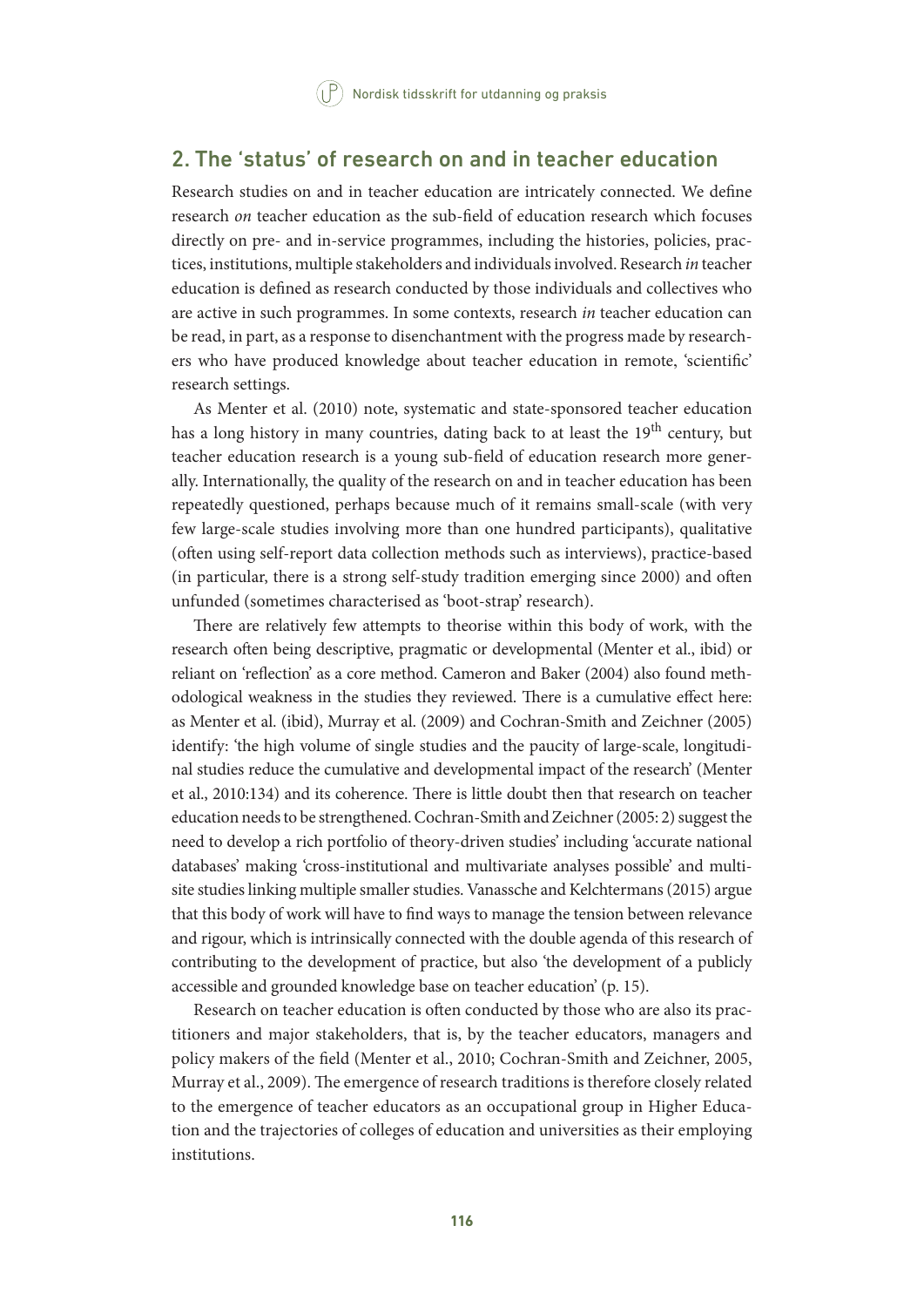## 2. The 'status' of research on and in teacher education

Research studies on and in teacher education are intricately connected. We define research *on* teacher education as the sub-field of education research which focuses directly on pre- and in-service programmes, including the histories, policies, practices, institutions, multiple stakeholders and individuals involved. Research *in* teacher education is defined as research conducted by those individuals and collectives who are active in such programmes. In some contexts, research *in* teacher education can be read, in part, as a response to disenchantment with the progress made by researchers who have produced knowledge about teacher education in remote, 'scientific' research settings.

As Menter et al. (2010) note, systematic and state-sponsored teacher education has a long history in many countries, dating back to at least the 19th century, but teacher education research is a young sub-field of education research more generally. Internationally, the quality of the research on and in teacher education has been repeatedly questioned, perhaps because much of it remains small-scale (with very few large-scale studies involving more than one hundred participants), qualitative (often using self-report data collection methods such as interviews), practice-based (in particular, there is a strong self-study tradition emerging since 2000) and often unfunded (sometimes characterised as 'boot-strap' research).

There are relatively few attempts to theorise within this body of work, with the research often being descriptive, pragmatic or developmental (Menter et al., ibid) or reliant on 'reflection' as a core method. Cameron and Baker (2004) also found methodological weakness in the studies they reviewed. There is a cumulative effect here: as Menter et al. (ibid), Murray et al. (2009) and Cochran-Smith and Zeichner (2005) identify: 'the high volume of single studies and the paucity of large-scale, longitudinal studies reduce the cumulative and developmental impact of the research' (Menter et al., 2010:134) and its coherence. There is little doubt then that research on teacher education needs to be strengthened. Cochran-Smith and Zeichner (2005: 2) suggest the need to develop a rich portfolio of theory-driven studies' including 'accurate national databases' making 'cross-institutional and multivariate analyses possible' and multisite studies linking multiple smaller studies. Vanassche and Kelchtermans (2015) argue that this body of work will have to find ways to manage the tension between relevance and rigour, which is intrinsically connected with the double agenda of this research of contributing to the development of practice, but also 'the development of a publicly accessible and grounded knowledge base on teacher education' (p. 15).

Research on teacher education is often conducted by those who are also its practitioners and major stakeholders, that is, by the teacher educators, managers and policy makers of the field (Menter et al., 2010; Cochran-Smith and Zeichner, 2005, Murray et al., 2009). The emergence of research traditions is therefore closely related to the emergence of teacher educators as an occupational group in Higher Education and the trajectories of colleges of education and universities as their employing institutions.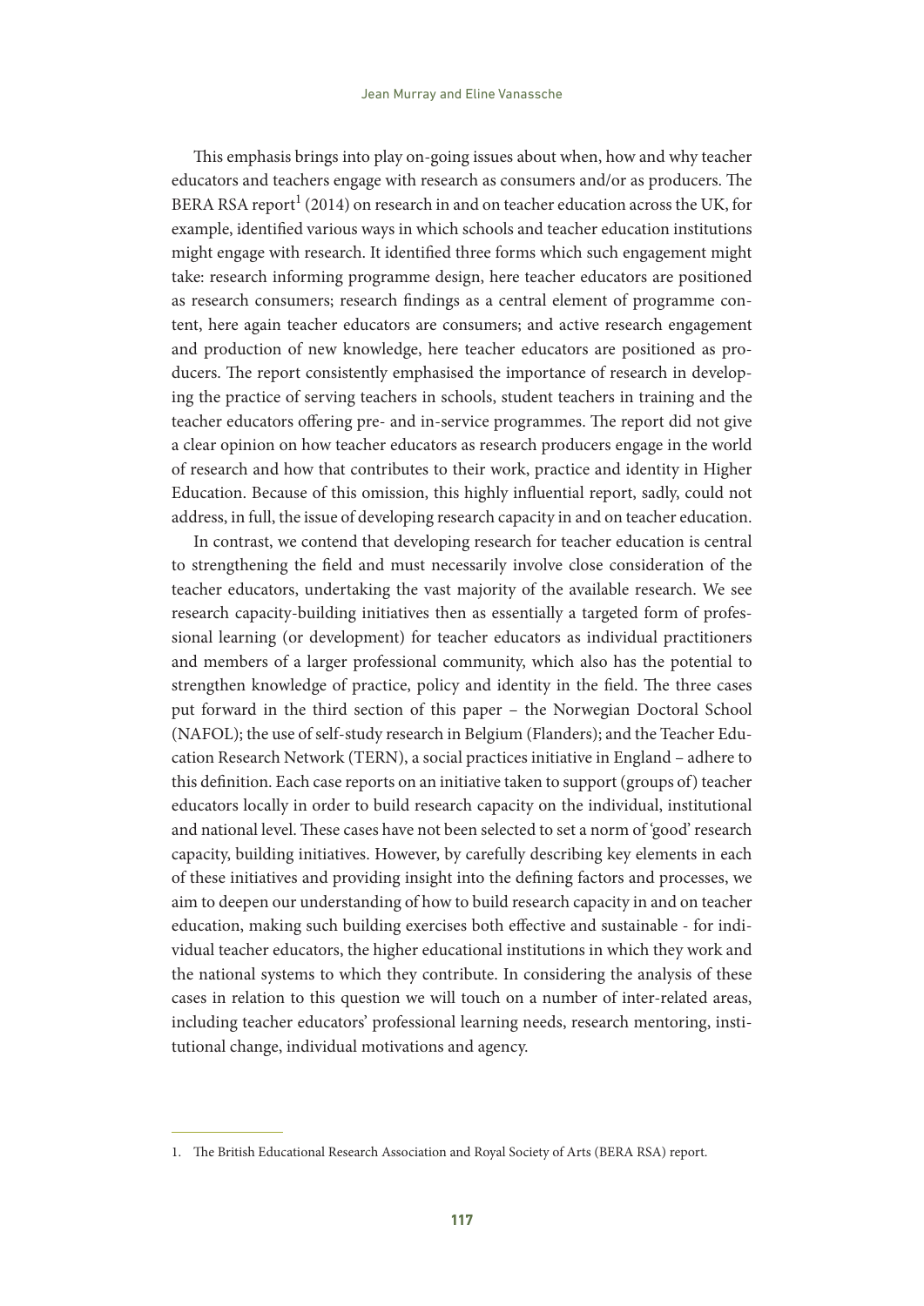This emphasis brings into play on-going issues about when, how and why teacher educators and teachers engage with research as consumers and/or as producers. The BERA RSA report[1] (2014) on research in and on teacher education across the UK, for example, identified various ways in which schools and teacher education institutions might engage with research. It identified three forms which such engagement might take: research informing programme design, here teacher educators are positioned as research consumers; research findings as a central element of programme content, here again teacher educators are consumers; and active research engagement and production of new knowledge, here teacher educators are positioned as producers. The report consistently emphasised the importance of research in developing the practice of serving teachers in schools, student teachers in training and the teacher educators offering pre- and in-service programmes. The report did not give a clear opinion on how teacher educators as research producers engage in the world of research and how that contributes to their work, practice and identity in Higher Education. Because of this omission, this highly influential report, sadly, could not address, in full, the issue of developing research capacity in and on teacher education.

In contrast, we contend that developing research for teacher education is central to strengthening the field and must necessarily involve close consideration of the teacher educators, undertaking the vast majority of the available research. We see research capacity-building initiatives then as essentially a targeted form of professional learning (or development) for teacher educators as individual practitioners and members of a larger professional community, which also has the potential to strengthen knowledge of practice, policy and identity in the field. The three cases put forward in the third section of this paper – the Norwegian Doctoral School (NAFOL); the use of self-study research in Belgium (Flanders); and the Teacher Education Research Network (TERN), a social practices initiative in England – adhere to this definition. Each case reports on an initiative taken to support (groups of) teacher educators locally in order to build research capacity on the individual, institutional and national level. These cases have not been selected to set a norm of 'good' research capacity, building initiatives. However, by carefully describing key elements in each of these initiatives and providing insight into the defining factors and processes, we aim to deepen our understanding of how to build research capacity in and on teacher education, making such building exercises both effective and sustainable - for individual teacher educators, the higher educational institutions in which they work and the national systems to which they contribute. In considering the analysis of these cases in relation to this question we will touch on a number of inter-related areas, including teacher educators' professional learning needs, research mentoring, institutional change, individual motivations and agency.

---

1. The British Educational Research Association and Royal Society of Arts (BERA RSA) report.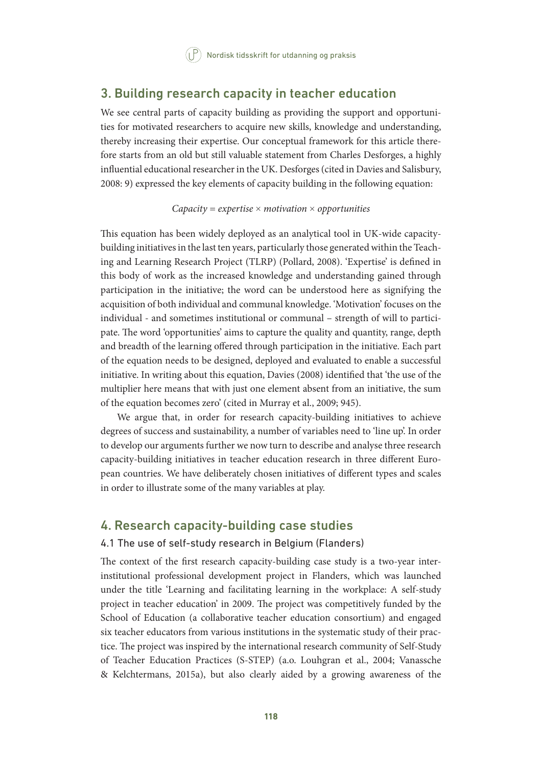## 3. Building research capacity in teacher education

We see central parts of capacity building as providing the support and opportunities for motivated researchers to acquire new skills, knowledge and understanding, thereby increasing their expertise. Our conceptual framework for this article therefore starts from an old but still valuable statement from Charles Desforges, a highly influential educational researcher in the UK. Desforges (cited in Davies and Salisbury, 2008: 9) expressed the key elements of capacity building in the following equation:

$$\text{Capacity} = \text{expertise} \times \text{motivation} \times \text{opportunities}$$

This equation has been widely deployed as an analytical tool in UK-wide capacity-building initiatives in the last ten years, particularly those generated within the Teaching and Learning Research Project (TLRP) (Pollard, 2008). 'Expertise' is defined in this body of work as the increased knowledge and understanding gained through participation in the initiative; the word can be understood here as signifying the acquisition of both individual and communal knowledge. 'Motivation' focuses on the individual - and sometimes institutional or communal – strength of will to participate. The word 'opportunities' aims to capture the quality and quantity, range, depth and breadth of the learning offered through participation in the initiative. Each part of the equation needs to be designed, deployed and evaluated to enable a successful initiative. In writing about this equation, Davies (2008) identified that 'the use of the multiplier here means that with just one element absent from an initiative, the sum of the equation becomes zero' (cited in Murray et al., 2009; 945).

We argue that, in order for research capacity-building initiatives to achieve degrees of success and sustainability, a number of variables need to 'line up'. In order to develop our arguments further we now turn to describe and analyse three research capacity-building initiatives in teacher education research in three different European countries. We have deliberately chosen initiatives of different types and scales in order to illustrate some of the many variables at play.

## 4. Research capacity-building case studies

### 4.1 The use of self-study research in Belgium (Flanders)

The context of the first research capacity-building case study is a two-year inter-institutional professional development project in Flanders, which was launched under the title 'Learning and facilitating learning in the workplace: A self-study project in teacher education' in 2009. The project was competitively funded by the School of Education (a collaborative teacher education consortium) and engaged six teacher educators from various institutions in the systematic study of their practice. The project was inspired by the international research community of Self-Study of Teacher Education Practices (S-STEP) (a.o. Louhgran et al., 2004; Vanassche & Kelchtermans, 2015a), but also clearly aided by a growing awareness of the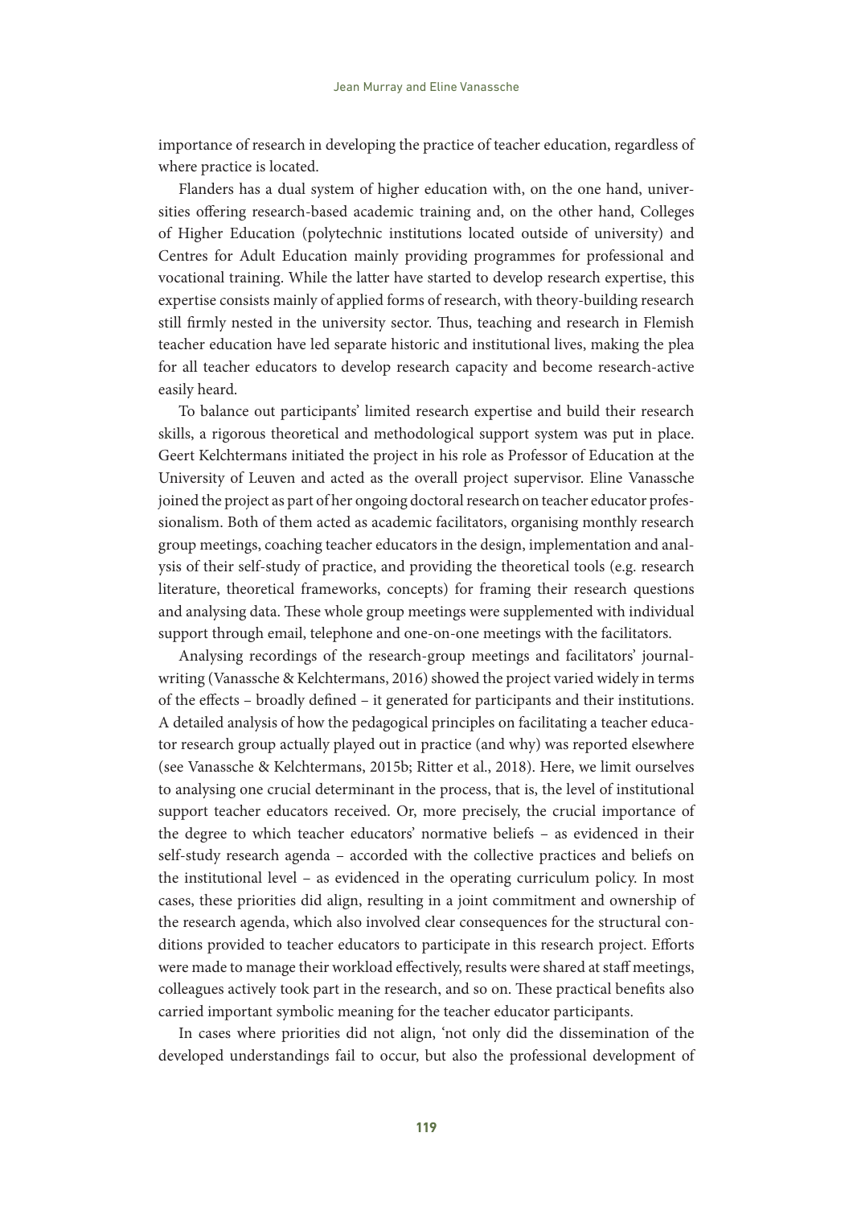importance of research in developing the practice of teacher education, regardless of where practice is located.

Flanders has a dual system of higher education with, on the one hand, universities offering research-based academic training and, on the other hand, Colleges of Higher Education (polytechnic institutions located outside of university) and Centres for Adult Education mainly providing programmes for professional and vocational training. While the latter have started to develop research expertise, this expertise consists mainly of applied forms of research, with theory-building research still firmly nested in the university sector. Thus, teaching and research in Flemish teacher education have led separate historic and institutional lives, making the plea for all teacher educators to develop research capacity and become research-active easily heard.

To balance out participants' limited research expertise and build their research skills, a rigorous theoretical and methodological support system was put in place. Geert Kelchtermans initiated the project in his role as Professor of Education at the University of Leuven and acted as the overall project supervisor. Eline Vanassche joined the project as part of her ongoing doctoral research on teacher educator professionalism. Both of them acted as academic facilitators, organising monthly research group meetings, coaching teacher educators in the design, implementation and analysis of their self-study of practice, and providing the theoretical tools (e.g. research literature, theoretical frameworks, concepts) for framing their research questions and analysing data. These whole group meetings were supplemented with individual support through email, telephone and one-on-one meetings with the facilitators.

Analysing recordings of the research-group meetings and facilitators' journal-writing (Vanassche & Kelchtermans, 2016) showed the project varied widely in terms of the effects – broadly defined – it generated for participants and their institutions. A detailed analysis of how the pedagogical principles on facilitating a teacher educator research group actually played out in practice (and why) was reported elsewhere (see Vanassche & Kelchtermans, 2015b; Ritter et al., 2018). Here, we limit ourselves to analysing one crucial determinant in the process, that is, the level of institutional support teacher educators received. Or, more precisely, the crucial importance of the degree to which teacher educators' normative beliefs – as evidenced in their self-study research agenda – accorded with the collective practices and beliefs on the institutional level – as evidenced in the operating curriculum policy. In most cases, these priorities did align, resulting in a joint commitment and ownership of the research agenda, which also involved clear consequences for the structural conditions provided to teacher educators to participate in this research project. Efforts were made to manage their workload effectively, results were shared at staff meetings, colleagues actively took part in the research, and so on. These practical benefits also carried important symbolic meaning for the teacher educator participants.

In cases where priorities did not align, 'not only did the dissemination of the developed understandings fail to occur, but also the professional development of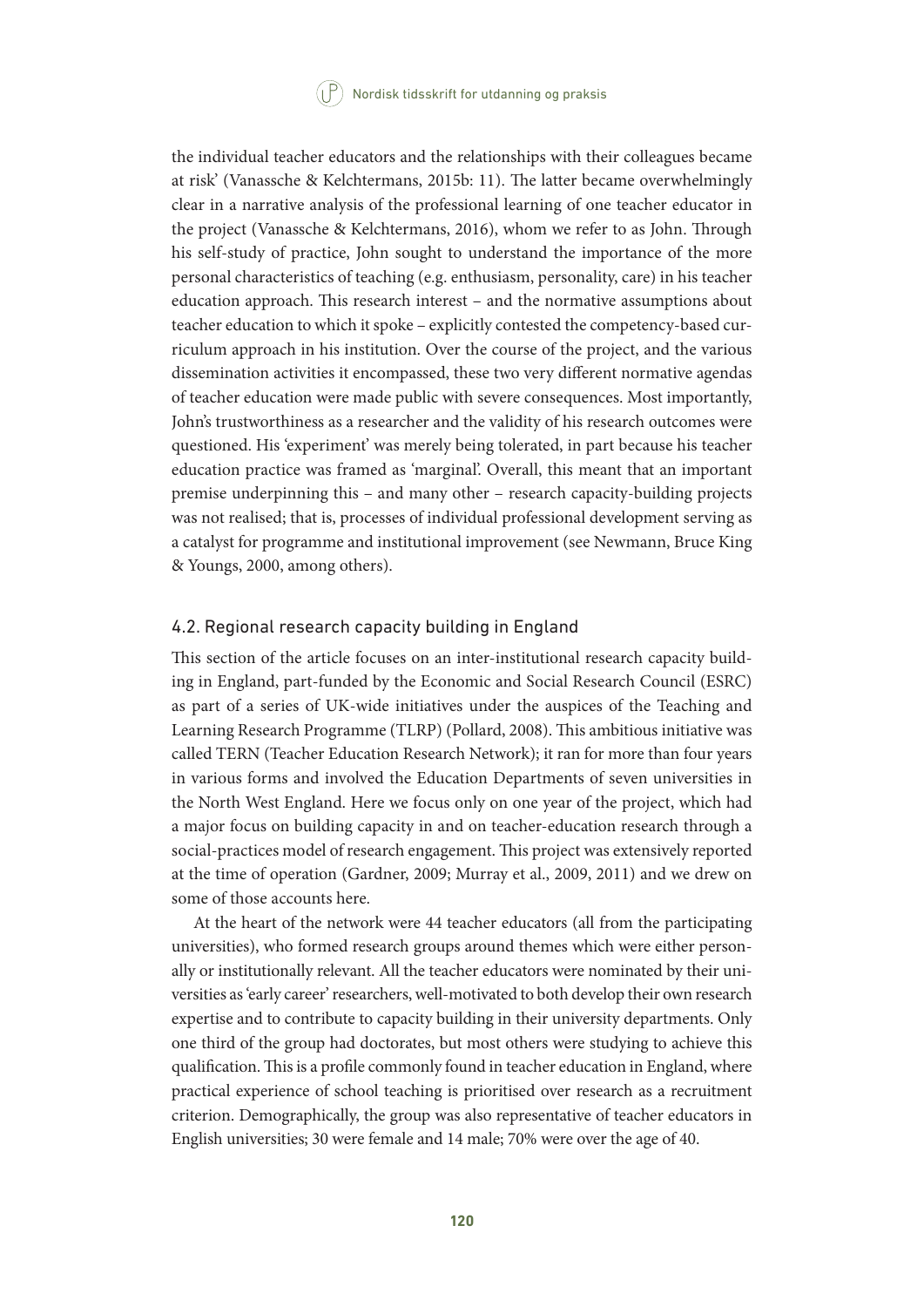the individual teacher educators and the relationships with their colleagues became at risk' (Vanassche & Kelchtermans, 2015b: 11). The latter became overwhelmingly clear in a narrative analysis of the professional learning of one teacher educator in the project (Vanassche & Kelchtermans, 2016), whom we refer to as John. Through his self-study of practice, John sought to understand the importance of the more personal characteristics of teaching (e.g. enthusiasm, personality, care) in his teacher education approach. This research interest – and the normative assumptions about teacher education to which it spoke – explicitly contested the competency-based curriculum approach in his institution. Over the course of the project, and the various dissemination activities it encompassed, these two very different normative agendas of teacher education were made public with severe consequences. Most importantly, John's trustworthiness as a researcher and the validity of his research outcomes were questioned. His 'experiment' was merely being tolerated, in part because his teacher education practice was framed as 'marginal'. Overall, this meant that an important premise underpinning this – and many other – research capacity-building projects was not realised; that is, processes of individual professional development serving as a catalyst for programme and institutional improvement (see Newmann, Bruce King & Youngs, 2000, among others).

### 4.2. Regional research capacity building in England

This section of the article focuses on an inter-institutional research capacity building in England, part-funded by the Economic and Social Research Council (ESRC) as part of a series of UK-wide initiatives under the auspices of the Teaching and Learning Research Programme (TLRP) (Pollard, 2008). This ambitious initiative was called TERN (Teacher Education Research Network); it ran for more than four years in various forms and involved the Education Departments of seven universities in the North West England. Here we focus only on one year of the project, which had a major focus on building capacity in and on teacher-education research through a social-practices model of research engagement. This project was extensively reported at the time of operation (Gardner, 2009; Murray et al., 2009, 2011) and we drew on some of those accounts here.

At the heart of the network were 44 teacher educators (all from the participating universities), who formed research groups around themes which were either personally or institutionally relevant. All the teacher educators were nominated by their universities as 'early career' researchers, well-motivated to both develop their own research expertise and to contribute to capacity building in their university departments. Only one third of the group had doctorates, but most others were studying to achieve this qualification. This is a profile commonly found in teacher education in England, where practical experience of school teaching is prioritised over research as a recruitment criterion. Demographically, the group was also representative of teacher educators in English universities; 30 were female and 14 male; 70% were over the age of 40.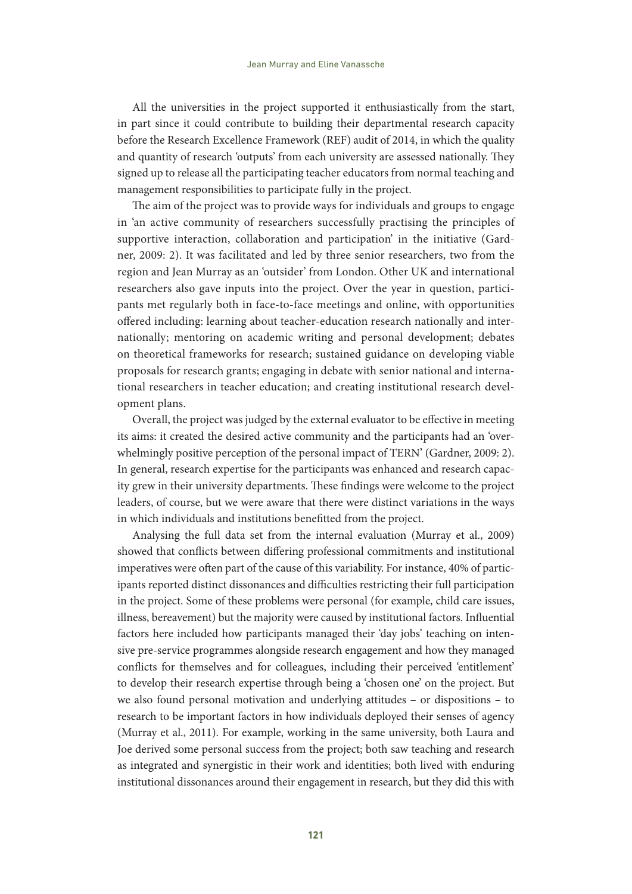All the universities in the project supported it enthusiastically from the start, in part since it could contribute to building their departmental research capacity before the Research Excellence Framework (REF) audit of 2014, in which the quality and quantity of research 'outputs' from each university are assessed nationally. They signed up to release all the participating teacher educators from normal teaching and management responsibilities to participate fully in the project.

The aim of the project was to provide ways for individuals and groups to engage in 'an active community of researchers successfully practising the principles of supportive interaction, collaboration and participation' in the initiative (Gardner, 2009: 2). It was facilitated and led by three senior researchers, two from the region and Jean Murray as an 'outsider' from London. Other UK and international researchers also gave inputs into the project. Over the year in question, participants met regularly both in face-to-face meetings and online, with opportunities offered including: learning about teacher-education research nationally and internationally; mentoring on academic writing and personal development; debates on theoretical frameworks for research; sustained guidance on developing viable proposals for research grants; engaging in debate with senior national and international researchers in teacher education; and creating institutional research development plans.

Overall, the project was judged by the external evaluator to be effective in meeting its aims: it created the desired active community and the participants had an 'overwhelmingly positive perception of the personal impact of TERN' (Gardner, 2009: 2). In general, research expertise for the participants was enhanced and research capacity grew in their university departments. These findings were welcome to the project leaders, of course, but we were aware that there were distinct variations in the ways in which individuals and institutions benefitted from the project.

Analysing the full data set from the internal evaluation (Murray et al., 2009) showed that conflicts between differing professional commitments and institutional imperatives were often part of the cause of this variability. For instance, 40% of participants reported distinct dissonances and difficulties restricting their full participation in the project. Some of these problems were personal (for example, child care issues, illness, bereavement) but the majority were caused by institutional factors. Influential factors here included how participants managed their 'day jobs' teaching on intensive pre-service programmes alongside research engagement and how they managed conflicts for themselves and for colleagues, including their perceived 'entitlement' to develop their research expertise through being a 'chosen one' on the project. But we also found personal motivation and underlying attitudes – or dispositions – to research to be important factors in how individuals deployed their senses of agency (Murray et al., 2011). For example, working in the same university, both Laura and Joe derived some personal success from the project; both saw teaching and research as integrated and synergistic in their work and identities; both lived with enduring institutional dissonances around their engagement in research, but they did this with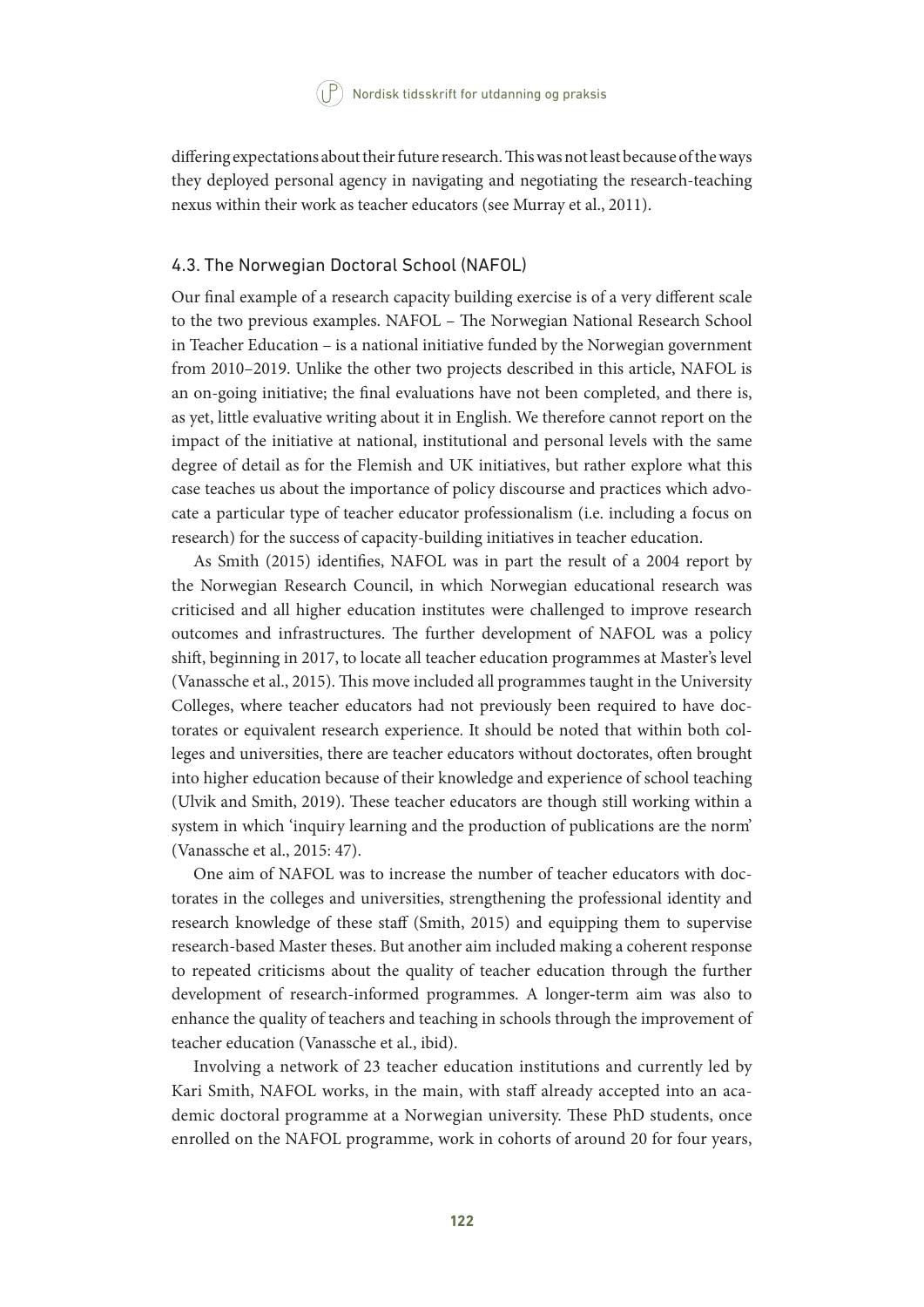differing expectations about their future research. This was not least because of the ways they deployed personal agency in navigating and negotiating the research-teaching nexus within their work as teacher educators (see Murray et al., 2011).

### 4.3. The Norwegian Doctoral School (NAFOL)

Our final example of a research capacity building exercise is of a very different scale to the two previous examples. NAFOL – The Norwegian National Research School in Teacher Education – is a national initiative funded by the Norwegian government from 2010–2019. Unlike the other two projects described in this article, NAFOL is an on-going initiative; the final evaluations have not been completed, and there is, as yet, little evaluative writing about it in English. We therefore cannot report on the impact of the initiative at national, institutional and personal levels with the same degree of detail as for the Flemish and UK initiatives, but rather explore what this case teaches us about the importance of policy discourse and practices which advocate a particular type of teacher educator professionalism (i.e. including a focus on research) for the success of capacity-building initiatives in teacher education.

As Smith (2015) identifies, NAFOL was in part the result of a 2004 report by the Norwegian Research Council, in which Norwegian educational research was criticised and all higher education institutes were challenged to improve research outcomes and infrastructures. The further development of NAFOL was a policy shift, beginning in 2017, to locate all teacher education programmes at Master's level (Vanassche et al., 2015). This move included all programmes taught in the University Colleges, where teacher educators had not previously been required to have doctorates or equivalent research experience. It should be noted that within both colleges and universities, there are teacher educators without doctorates, often brought into higher education because of their knowledge and experience of school teaching (Ulvik and Smith, 2019). These teacher educators are though still working within a system in which 'inquiry learning and the production of publications are the norm' (Vanassche et al., 2015: 47).

One aim of NAFOL was to increase the number of teacher educators with doctorates in the colleges and universities, strengthening the professional identity and research knowledge of these staff (Smith, 2015) and equipping them to supervise research-based Master theses. But another aim included making a coherent response to repeated criticisms about the quality of teacher education through the further development of research-informed programmes. A longer-term aim was also to enhance the quality of teachers and teaching in schools through the improvement of teacher education (Vanassche et al., ibid).

Involving a network of 23 teacher education institutions and currently led by Kari Smith, NAFOL works, in the main, with staff already accepted into an academic doctoral programme at a Norwegian university. These PhD students, once enrolled on the NAFOL programme, work in cohorts of around 20 for four years,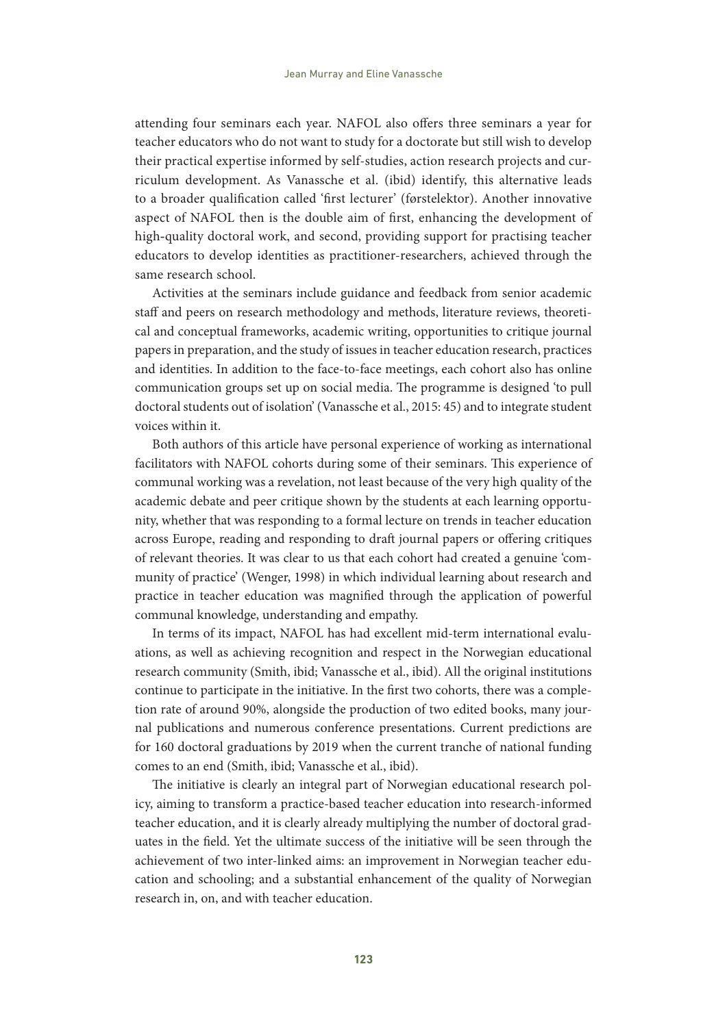attending four seminars each year. NAFOL also offers three seminars a year for teacher educators who do not want to study for a doctorate but still wish to develop their practical expertise informed by self-studies, action research projects and curriculum development. As Vanassche et al. (ibid) identify, this alternative leads to a broader qualification called 'first lecturer' (førstelektor). Another innovative aspect of NAFOL then is the double aim of first, enhancing the development of high-quality doctoral work, and second, providing support for practising teacher educators to develop identities as practitioner-researchers, achieved through the same research school.

Activities at the seminars include guidance and feedback from senior academic staff and peers on research methodology and methods, literature reviews, theoretical and conceptual frameworks, academic writing, opportunities to critique journal papers in preparation, and the study of issues in teacher education research, practices and identities. In addition to the face-to-face meetings, each cohort also has online communication groups set up on social media. The programme is designed 'to pull doctoral students out of isolation' (Vanassche et al., 2015: 45) and to integrate student voices within it.

Both authors of this article have personal experience of working as international facilitators with NAFOL cohorts during some of their seminars. This experience of communal working was a revelation, not least because of the very high quality of the academic debate and peer critique shown by the students at each learning opportunity, whether that was responding to a formal lecture on trends in teacher education across Europe, reading and responding to draft journal papers or offering critiques of relevant theories. It was clear to us that each cohort had created a genuine 'community of practice' (Wenger, 1998) in which individual learning about research and practice in teacher education was magnified through the application of powerful communal knowledge, understanding and empathy.

In terms of its impact, NAFOL has had excellent mid-term international evaluations, as well as achieving recognition and respect in the Norwegian educational research community (Smith, ibid; Vanassche et al., ibid). All the original institutions continue to participate in the initiative. In the first two cohorts, there was a completion rate of around 90%, alongside the production of two edited books, many journal publications and numerous conference presentations. Current predictions are for 160 doctoral graduations by 2019 when the current tranche of national funding comes to an end (Smith, ibid; Vanassche et al., ibid).

The initiative is clearly an integral part of Norwegian educational research policy, aiming to transform a practice-based teacher education into research-informed teacher education, and it is clearly already multiplying the number of doctoral graduates in the field. Yet the ultimate success of the initiative will be seen through the achievement of two inter-linked aims: an improvement in Norwegian teacher education and schooling; and a substantial enhancement of the quality of Norwegian research in, on, and with teacher education.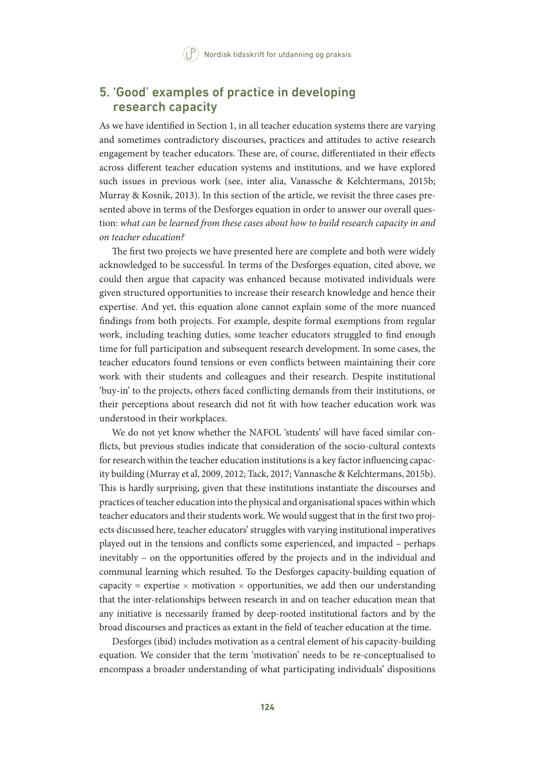## 5. 'Good' examples of practice in developing research capacity

As we have identified in Section 1, in all teacher education systems there are varying and sometimes contradictory discourses, practices and attitudes to active research engagement by teacher educators. These are, of course, differentiated in their effects across different teacher education systems and institutions, and we have explored such issues in previous work (see, inter alia, Vanassche & Kelchtermans, 2015b; Murray & Kosnik, 2013). In this section of the article, we revisit the three cases presented above in terms of the Desforges equation in order to answer our overall question: *what can be learned from these cases about how to build research capacity in and on teacher education?*

The first two projects we have presented here are complete and both were widely acknowledged to be successful. In terms of the Desforges equation, cited above, we could then argue that capacity was enhanced because motivated individuals were given structured opportunities to increase their research knowledge and hence their expertise. And yet, this equation alone cannot explain some of the more nuanced findings from both projects. For example, despite formal exemptions from regular work, including teaching duties, some teacher educators struggled to find enough time for full participation and subsequent research development. In some cases, the teacher educators found tensions or even conflicts between maintaining their core work with their students and colleagues and their research. Despite institutional 'buy-in' to the projects, others faced conflicting demands from their institutions, or their perceptions about research did not fit with how teacher education work was understood in their workplaces.

We do not yet know whether the NAFOL 'students' will have faced similar conflicts, but previous studies indicate that consideration of the socio-cultural contexts for research within the teacher education institutions is a key factor influencing capacity building (Murray et al, 2009, 2012; Tack, 2017; Vannasche & Kelchtermans, 2015b). This is hardly surprising, given that these institutions instantiate the discourses and practices of teacher education into the physical and organisational spaces within which teacher educators and their students work. We would suggest that in the first two projects discussed here, teacher educators' struggles with varying institutional imperatives played out in the tensions and conflicts some experienced, and impacted – perhaps inevitably – on the opportunities offered by the projects and in the individual and communal learning which resulted. To the Desforges capacity-building equation of capacity = expertise × motivation × opportunities, we add then our understanding that the inter-relationships between research in and on teacher education mean that any initiative is necessarily framed by deep-rooted institutional factors and by the broad discourses and practices as extant in the field of teacher education at the time.

Desforges (ibid) includes motivation as a central element of his capacity-building equation. We consider that the term 'motivation' needs to be re-conceptualised to encompass a broader understanding of what participating individuals' dispositions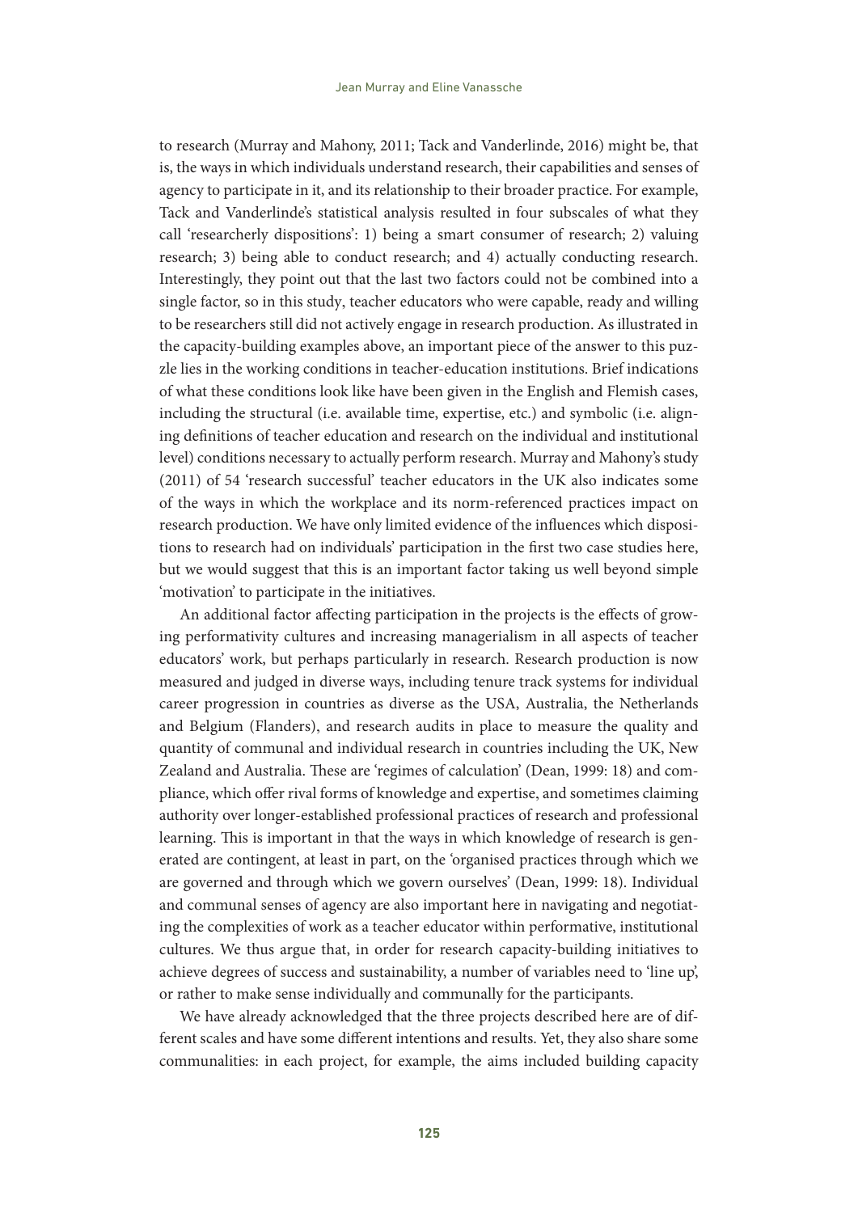to research (Murray and Mahony, 2011; Tack and Vanderlinde, 2016) might be, that is, the ways in which individuals understand research, their capabilities and senses of agency to participate in it, and its relationship to their broader practice. For example, Tack and Vanderlinde's statistical analysis resulted in four subscales of what they call 'researcherly dispositions': 1) being a smart consumer of research; 2) valuing research; 3) being able to conduct research; and 4) actually conducting research. Interestingly, they point out that the last two factors could not be combined into a single factor, so in this study, teacher educators who were capable, ready and willing to be researchers still did not actively engage in research production. As illustrated in the capacity-building examples above, an important piece of the answer to this puzzle lies in the working conditions in teacher-education institutions. Brief indications of what these conditions look like have been given in the English and Flemish cases, including the structural (i.e. available time, expertise, etc.) and symbolic (i.e. aligning definitions of teacher education and research on the individual and institutional level) conditions necessary to actually perform research. Murray and Mahony's study (2011) of 54 'research successful' teacher educators in the UK also indicates some of the ways in which the workplace and its norm-referenced practices impact on research production. We have only limited evidence of the influences which dispositions to research had on individuals' participation in the first two case studies here, but we would suggest that this is an important factor taking us well beyond simple 'motivation' to participate in the initiatives.

An additional factor affecting participation in the projects is the effects of growing performativity cultures and increasing managerialism in all aspects of teacher educators' work, but perhaps particularly in research. Research production is now measured and judged in diverse ways, including tenure track systems for individual career progression in countries as diverse as the USA, Australia, the Netherlands and Belgium (Flanders), and research audits in place to measure the quality and quantity of communal and individual research in countries including the UK, New Zealand and Australia. These are 'regimes of calculation' (Dean, 1999: 18) and compliance, which offer rival forms of knowledge and expertise, and sometimes claiming authority over longer-established professional practices of research and professional learning. This is important in that the ways in which knowledge of research is generated are contingent, at least in part, on the 'organised practices through which we are governed and through which we govern ourselves' (Dean, 1999: 18). Individual and communal senses of agency are also important here in navigating and negotiating the complexities of work as a teacher educator within performative, institutional cultures. We thus argue that, in order for research capacity-building initiatives to achieve degrees of success and sustainability, a number of variables need to 'line up', or rather to make sense individually and communally for the participants.

We have already acknowledged that the three projects described here are of different scales and have some different intentions and results. Yet, they also share some communalities: in each project, for example, the aims included building capacity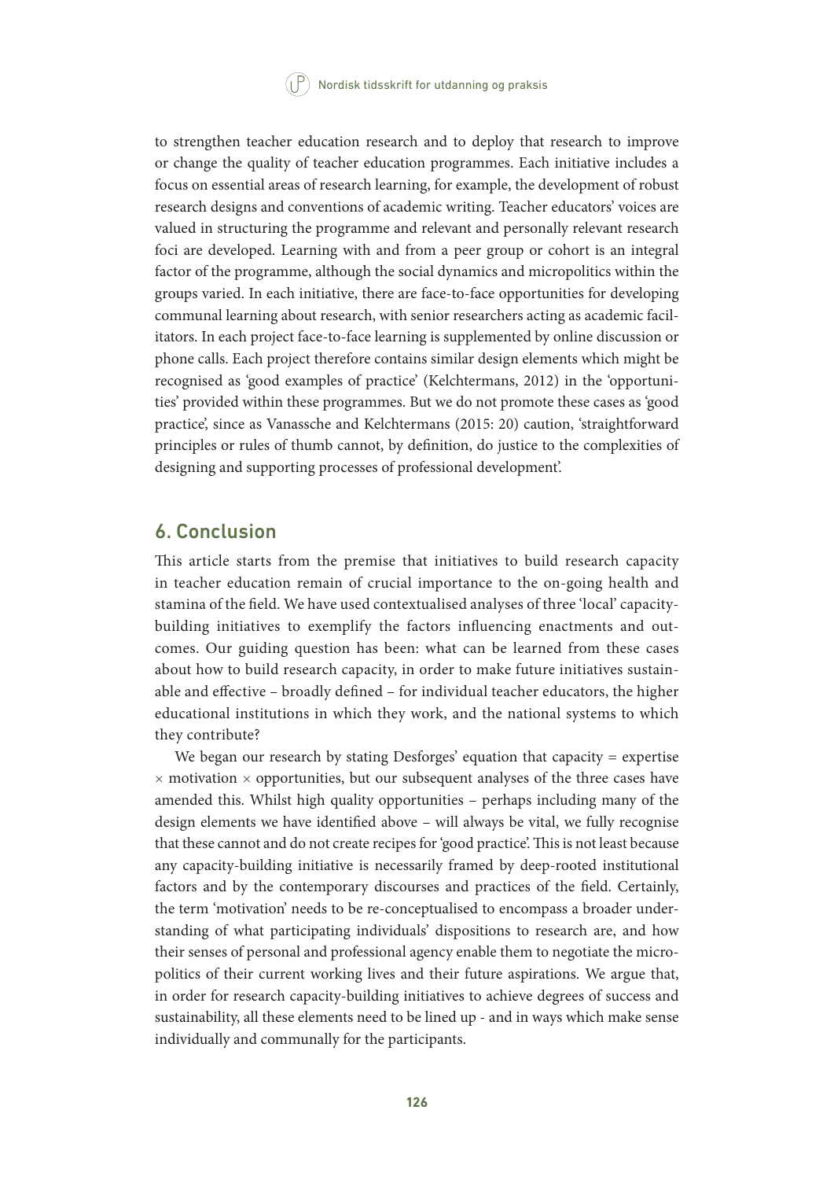to strengthen teacher education research and to deploy that research to improve or change the quality of teacher education programmes. Each initiative includes a focus on essential areas of research learning, for example, the development of robust research designs and conventions of academic writing. Teacher educators' voices are valued in structuring the programme and relevant and personally relevant research foci are developed. Learning with and from a peer group or cohort is an integral factor of the programme, although the social dynamics and micropolitics within the groups varied. In each initiative, there are face-to-face opportunities for developing communal learning about research, with senior researchers acting as academic facilitators. In each project face-to-face learning is supplemented by online discussion or phone calls. Each project therefore contains similar design elements which might be recognised as 'good examples of practice' (Kelchtermans, 2012) in the 'opportunities' provided within these programmes. But we do not promote these cases as 'good practice', since as Vanassche and Kelchtermans (2015: 20) caution, 'straightforward principles or rules of thumb cannot, by definition, do justice to the complexities of designing and supporting processes of professional development'.

## 6. Conclusion

This article starts from the premise that initiatives to build research capacity in teacher education remain of crucial importance to the on-going health and stamina of the field. We have used contextualised analyses of three 'local' capacity-building initiatives to exemplify the factors influencing enactments and outcomes. Our guiding question has been: what can be learned from these cases about how to build research capacity, in order to make future initiatives sustainable and effective – broadly defined – for individual teacher educators, the higher educational institutions in which they work, and the national systems to which they contribute?

We began our research by stating Desforges' equation that capacity = expertise × motivation × opportunities, but our subsequent analyses of the three cases have amended this. Whilst high quality opportunities – perhaps including many of the design elements we have identified above – will always be vital, we fully recognise that these cannot and do not create recipes for 'good practice'. This is not least because any capacity-building initiative is necessarily framed by deep-rooted institutional factors and by the contemporary discourses and practices of the field. Certainly, the term 'motivation' needs to be re-conceptualised to encompass a broader understanding of what participating individuals' dispositions to research are, and how their senses of personal and professional agency enable them to negotiate the micropolitics of their current working lives and their future aspirations. We argue that, in order for research capacity-building initiatives to achieve degrees of success and sustainability, all these elements need to be lined up - and in ways which make sense individually and communally for the participants.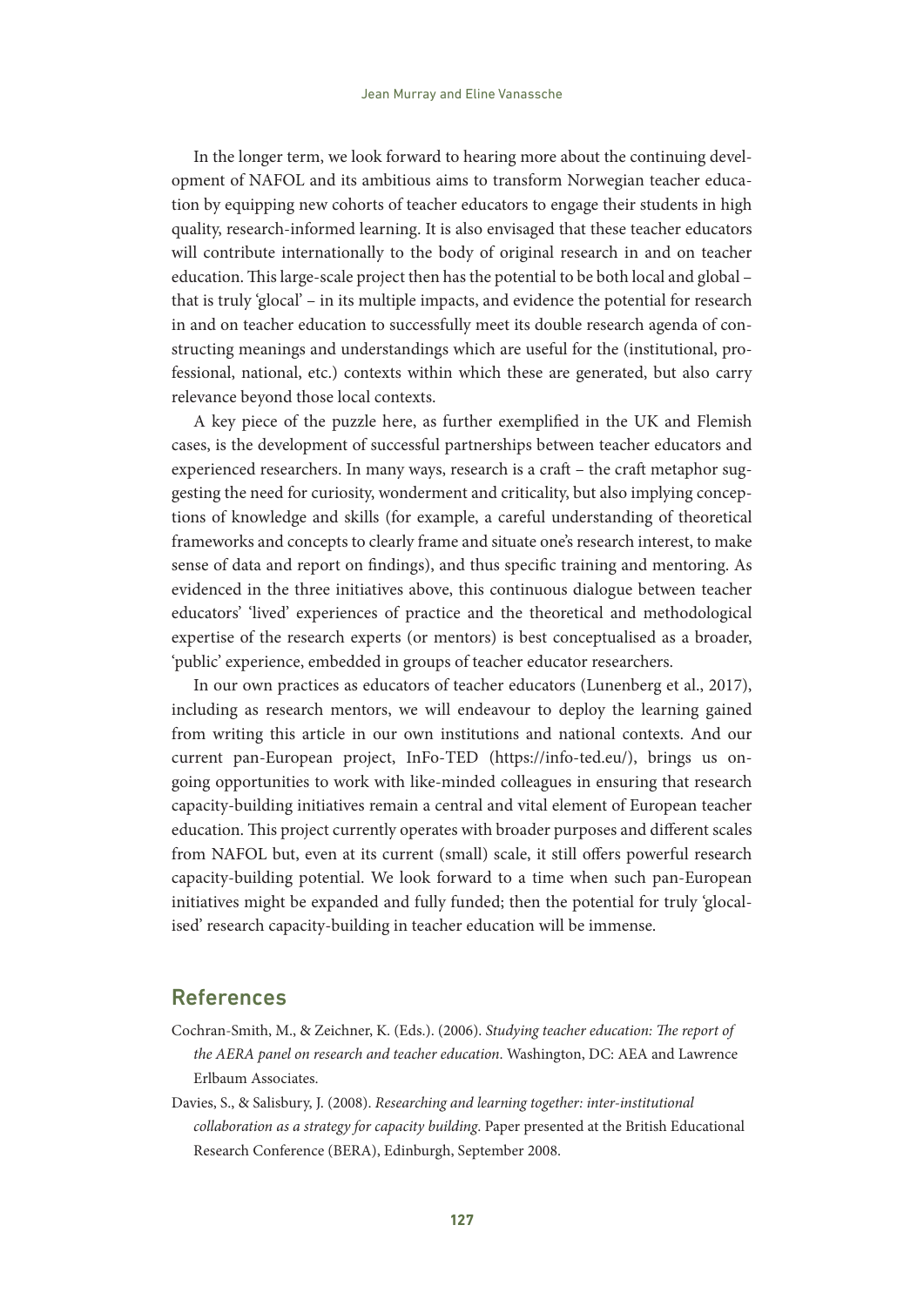In the longer term, we look forward to hearing more about the continuing development of NAFOL and its ambitious aims to transform Norwegian teacher education by equipping new cohorts of teacher educators to engage their students in high quality, research-informed learning. It is also envisaged that these teacher educators will contribute internationally to the body of original research in and on teacher education. This large-scale project then has the potential to be both local and global – that is truly 'glocal' – in its multiple impacts, and evidence the potential for research in and on teacher education to successfully meet its double research agenda of constructing meanings and understandings which are useful for the (institutional, professional, national, etc.) contexts within which these are generated, but also carry relevance beyond those local contexts.

A key piece of the puzzle here, as further exemplified in the UK and Flemish cases, is the development of successful partnerships between teacher educators and experienced researchers. In many ways, research is a craft – the craft metaphor suggesting the need for curiosity, wonderment and criticality, but also implying conceptions of knowledge and skills (for example, a careful understanding of theoretical frameworks and concepts to clearly frame and situate one's research interest, to make sense of data and report on findings), and thus specific training and mentoring. As evidenced in the three initiatives above, this continuous dialogue between teacher educators' 'lived' experiences of practice and the theoretical and methodological expertise of the research experts (or mentors) is best conceptualised as a broader, 'public' experience, embedded in groups of teacher educator researchers.

In our own practices as educators of teacher educators (Lunenberg et al., 2017), including as research mentors, we will endeavour to deploy the learning gained from writing this article in our own institutions and national contexts. And our current pan-European project, InFo-TED (https://info-ted.eu/), brings us ongoing opportunities to work with like-minded colleagues in ensuring that research capacity-building initiatives remain a central and vital element of European teacher education. This project currently operates with broader purposes and different scales from NAFOL but, even at its current (small) scale, it still offers powerful research capacity-building potential. We look forward to a time when such pan-European initiatives might be expanded and fully funded; then the potential for truly 'glocalised' research capacity-building in teacher education will be immense.

## References

Cochran-Smith, M., & Zeichner, K. (Eds.). (2006). *Studying teacher education: The report of the AERA panel on research and teacher education*. Washington, DC: AEA and Lawrence Erlbaum Associates.

Davies, S., & Salisbury, J. (2008). *Researching and learning together: inter-institutional collaboration as a strategy for capacity building*. Paper presented at the British Educational Research Conference (BERA), Edinburgh, September 2008.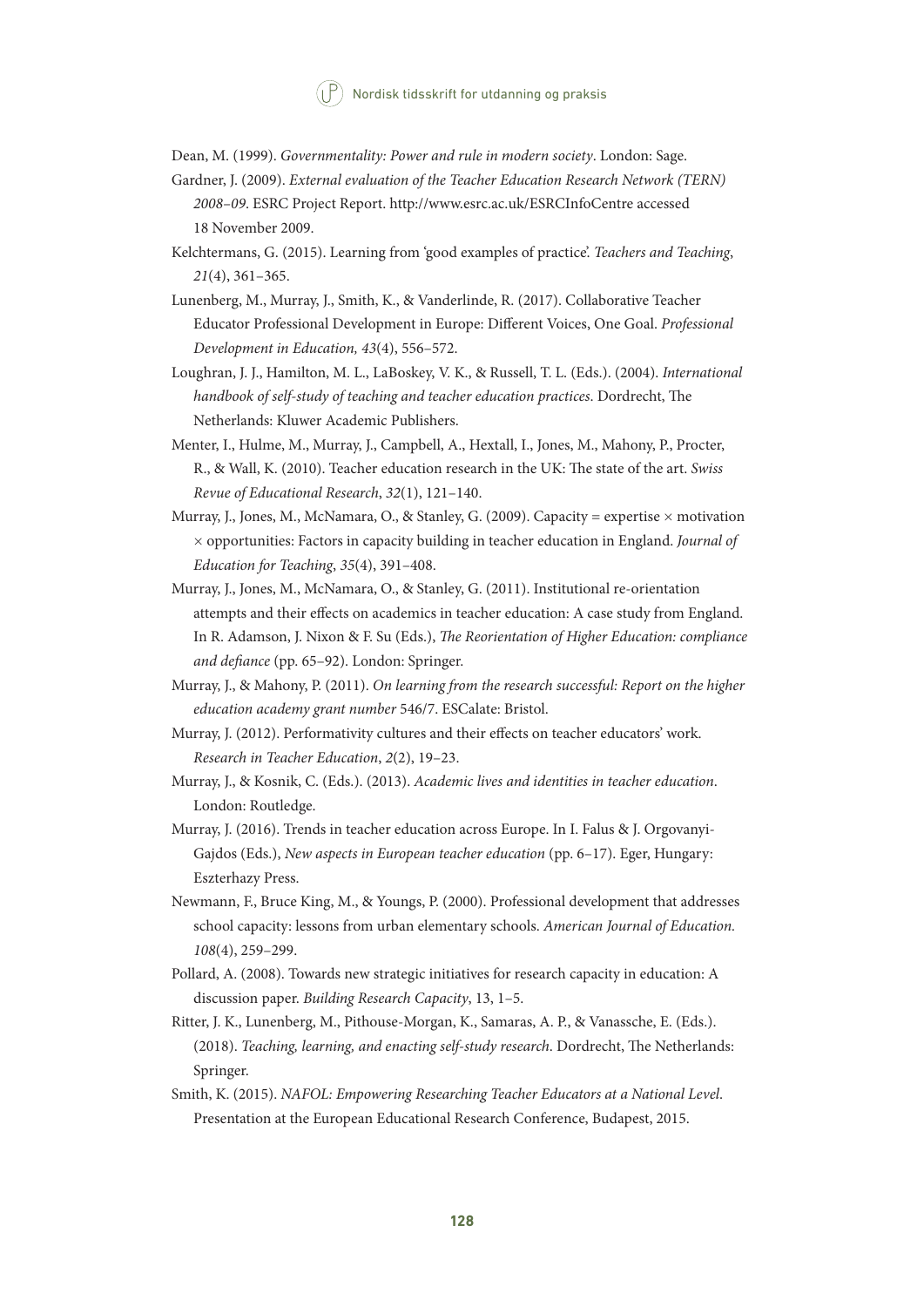Dean, M. (1999). *Governmentality: Power and rule in modern society*. London: Sage.

Gardner, J. (2009). *External evaluation of the Teacher Education Research Network (TERN) 2008–09*. ESRC Project Report. http://www.esrc.ac.uk/ESRCInfoCentre accessed 18 November 2009.

Kelchtermans, G. (2015). Learning from 'good examples of practice'. *Teachers and Teaching*, *21*(4), 361–365.

Lunenberg, M., Murray, J., Smith, K., & Vanderlinde, R. (2017). Collaborative Teacher Educator Professional Development in Europe: Different Voices, One Goal. *Professional Development in Education, 43*(4), 556–572.

Loughran, J. J., Hamilton, M. L., LaBoskey, V. K., & Russell, T. L. (Eds.). (2004). *International handbook of self-study of teaching and teacher education practices*. Dordrecht, The Netherlands: Kluwer Academic Publishers.

Menter, I., Hulme, M., Murray, J., Campbell, A., Hextall, I., Jones, M., Mahony, P., Procter, R., & Wall, K. (2010). Teacher education research in the UK: The state of the art. *Swiss Revue of Educational Research*, *32*(1), 121–140.

Murray, J., Jones, M., McNamara, O., & Stanley, G. (2009). Capacity = expertise × motivation × opportunities: Factors in capacity building in teacher education in England. *Journal of Education for Teaching*, *35*(4), 391–408.

Murray, J., Jones, M., McNamara, O., & Stanley, G. (2011). Institutional re-orientation attempts and their effects on academics in teacher education: A case study from England. In R. Adamson, J. Nixon & F. Su (Eds.), *The Reorientation of Higher Education: compliance and defiance* (pp. 65–92). London: Springer.

Murray, J., & Mahony, P. (2011). *On learning from the research successful: Report on the higher education academy grant number* 546/7. ESCalate: Bristol.

Murray, J. (2012). Performativity cultures and their effects on teacher educators' work. *Research in Teacher Education*, *2*(2), 19–23.

Murray, J., & Kosnik, C. (Eds.). (2013). *Academic lives and identities in teacher education*. London: Routledge.

Murray, J. (2016). Trends in teacher education across Europe. In I. Falus & J. Orgovanyi-Gajdos (Eds.), *New aspects in European teacher education* (pp. 6–17). Eger, Hungary: Eszterhazy Press.

Newmann, F., Bruce King, M., & Youngs, P. (2000). Professional development that addresses school capacity: lessons from urban elementary schools. *American Journal of Education*. *108*(4), 259–299.

Pollard, A. (2008). Towards new strategic initiatives for research capacity in education: A discussion paper. *Building Research Capacity*, 13, 1–5.

Ritter, J. K., Lunenberg, M., Pithouse-Morgan, K., Samaras, A. P., & Vanassche, E. (Eds.). (2018). *Teaching, learning, and enacting self-study research*. Dordrecht, The Netherlands: Springer.

Smith, K. (2015). *NAFOL: Empowering Researching Teacher Educators at a National Level*. Presentation at the European Educational Research Conference, Budapest, 2015.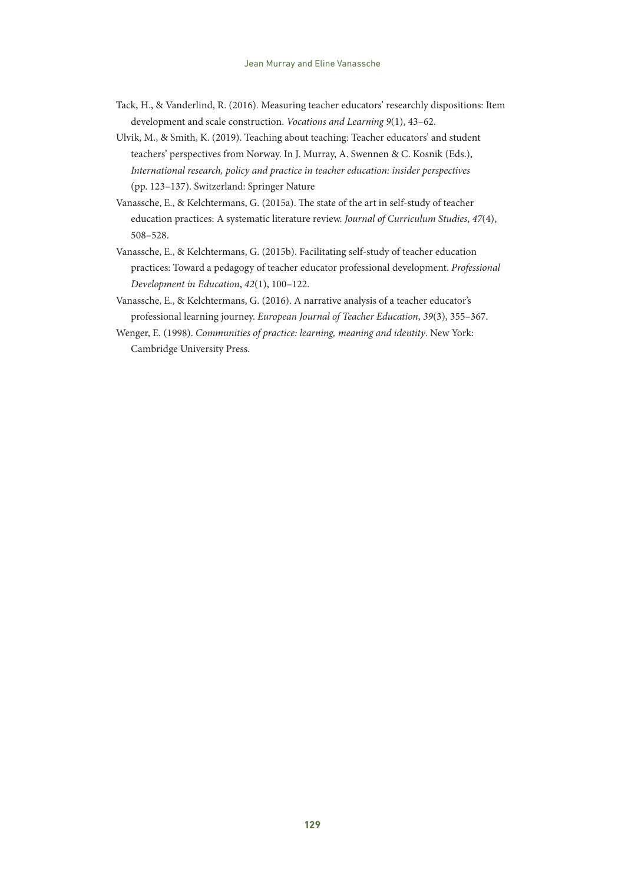Tack, H., & Vanderlind, R. (2016). Measuring teacher educators' researchly dispositions: Item development and scale construction. *Vocations and Learning 9*(1), 43–62.

Ulvik, M., & Smith, K. (2019). Teaching about teaching: Teacher educators' and student teachers' perspectives from Norway. In J. Murray, A. Swennen & C. Kosnik (Eds.), *International research, policy and practice in teacher education: insider perspectives* (pp. 123–137). Switzerland: Springer Nature

Vanassche, E., & Kelchtermans, G. (2015a). The state of the art in self-study of teacher education practices: A systematic literature review. *Journal of Curriculum Studies*, *47*(4), 508–528.

Vanassche, E., & Kelchtermans, G. (2015b). Facilitating self-study of teacher education practices: Toward a pedagogy of teacher educator professional development. *Professional Development in Education*, *42*(1), 100–122.

Vanassche, E., & Kelchtermans, G. (2016). A narrative analysis of a teacher educator's professional learning journey. *European Journal of Teacher Education*, *39*(3), 355–367.

Wenger, E. (1998). *Communities of practice: learning, meaning and identity*. New York: Cambridge University Press.